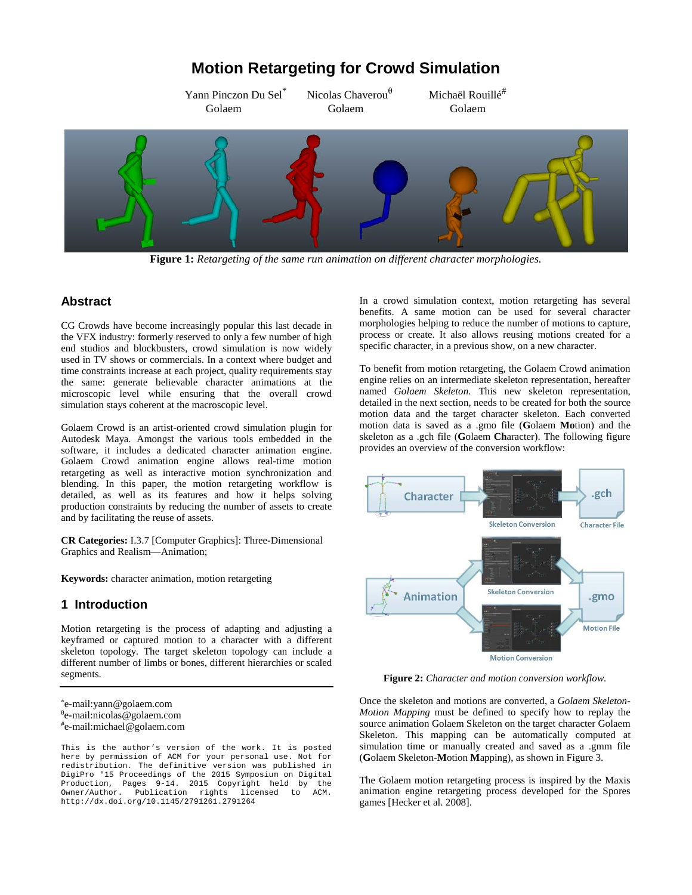# Motion Retargeting for Crowd Simulation

Yann Pinczon Du Sel[*]
Golaem

Nicolas Chaverou[θ]
Golaem

Michaël Rouillé[#]
Golaem

**Figure 1:** *Retargeting of the same run animation on different character morphologies.*

## Abstract

CG Crowds have become increasingly popular this last decade in the VFX industry: formerly reserved to only a few number of high end studios and blockbusters, crowd simulation is now widely used in TV shows or commercials. In a context where budget and time constraints increase at each project, quality requirements stay the same: generate believable character animations at the microscopic level while ensuring that the overall crowd simulation stays coherent at the macroscopic level.

Golaem Crowd is an artist-oriented crowd simulation plugin for Autodesk Maya. Amongst the various tools embedded in the software, it includes a dedicated character animation engine. Golaem Crowd animation engine allows real-time motion retargeting as well as interactive motion synchronization and blending. In this paper, the motion retargeting workflow is detailed, as well as its features and how it helps solving production constraints by reducing the number of assets to create and by facilitating the reuse of assets.

**CR Categories:** I.3.7 [Computer Graphics]: Three-Dimensional Graphics and Realism—Animation;

**Keywords:** character animation, motion retargeting

## 1 Introduction

Motion retargeting is the process of adapting and adjusting a keyframed or captured motion to a character with a different skeleton topology. The target skeleton topology can include a different number of limbs or bones, different hierarchies or scaled segments.

[*]e-mail:yann@golaem.com
[θ]e-mail:nicolas@golaem.com
[#]e-mail:michael@golaem.com

```
This is the author's version of the work. It is posted here by permission of ACM for your personal use. Not for redistribution. The definitive version was published in DigiPro '15 Proceedings of the 2015 Symposium on Digital Production, Pages 9-14. 2015 Copyright held by the Owner/Author. Publication rights licensed to ACM. http://dx.doi.org/10.1145/2791261.2791264
```

In a crowd simulation context, motion retargeting has several benefits. A same motion can be used for several character morphologies helping to reduce the number of motions to capture, process or create. It also allows reusing motions created for a specific character, in a previous show, on a new character.

To benefit from motion retargeting, the Golaem Crowd animation engine relies on an intermediate skeleton representation, hereafter named *Golaem Skeleton*. This new skeleton representation, detailed in the next section, needs to be created for both the source motion data and the target character skeleton. Each converted motion data is saved as a .gmo file (**G**olaem **Mo**tion) and the skeleton as a .gch file (**G**olaem **Ch**aracter). The following figure provides an overview of the conversion workflow:

**Figure 2:** *Character and motion conversion workflow.*

Once the skeleton and motions are converted, a *Golaem Skeleton-Motion Mapping* must be defined to specify how to replay the source animation Golaem Skeleton on the target character Golaem Skeleton. This mapping can be automatically computed at simulation time or manually created and saved as a .gmm file (**G**olaem Skeleton-**M**otion **M**apping), as shown in Figure 3.

The Golaem motion retargeting process is inspired by the Maxis animation engine retargeting process developed for the Spores games [Hecker et al. 2008].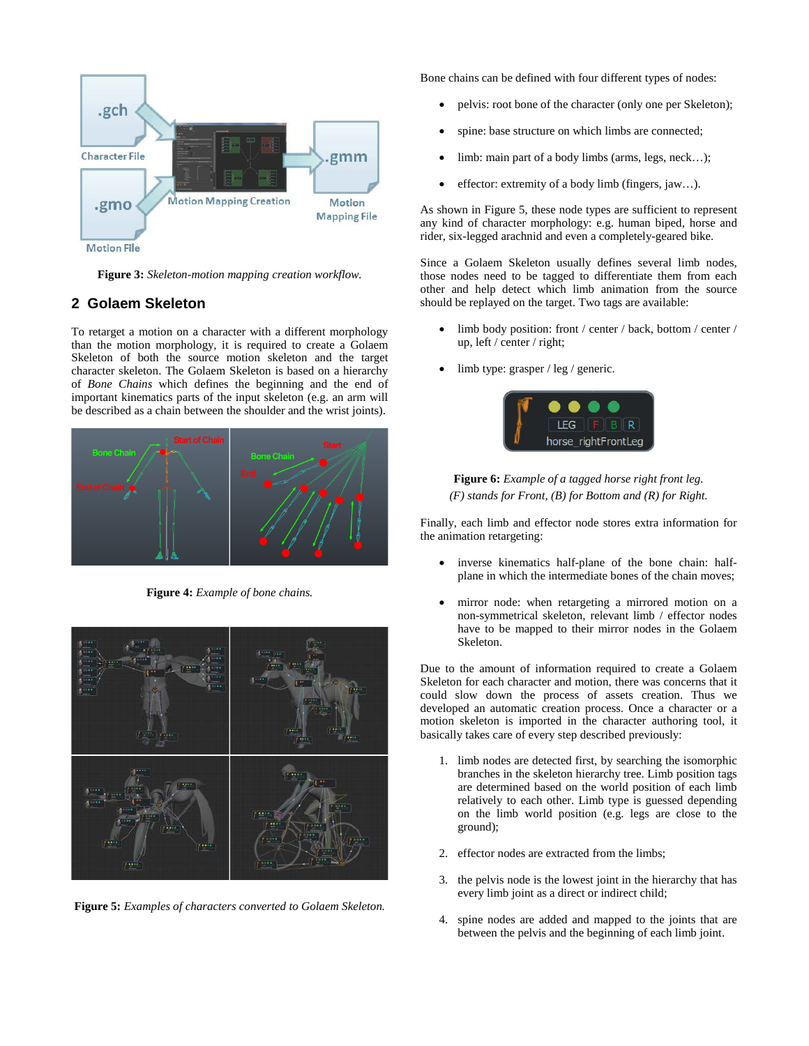Figure 3: *Skeleton-motion mapping creation workflow.*

## 2 Golaem Skeleton

To retarget a motion on a character with a different morphology than the motion morphology, it is required to create a Golaem Skeleton of both the source motion skeleton and the target character skeleton. The Golaem Skeleton is based on a hierarchy of *Bone Chains* which defines the beginning and the end of important kinematics parts of the input skeleton (e.g. an arm will be described as a chain between the shoulder and the wrist joints).

**Figure 4:** *Example of bone chains.*

**Figure 5:** *Examples of characters converted to Golaem Skeleton.*

Bone chains can be defined with four different types of nodes:

- pelvis: root bone of the character (only one per Skeleton);
- spine: base structure on which limbs are connected;
- limb: main part of a body limbs (arms, legs, neck…);
- effector: extremity of a body limb (fingers, jaw…).

As shown in Figure 5, these node types are sufficient to represent any kind of character morphology: e.g. human biped, horse and rider, six-legged arachnid and even a completely-geared bike.

Since a Golaem Skeleton usually defines several limb nodes, those nodes need to be tagged to differentiate them from each other and help detect which limb animation from the source should be replayed on the target. Two tags are available:

- limb body position: front / center / back, bottom / center / up, left / center / right;
- limb type: grasper / leg / generic.

**Figure 6:** *Example of a tagged horse right front leg. (F) stands for Front, (B) for Bottom and (R) for Right.*

Finally, each limb and effector node stores extra information for the animation retargeting:

- inverse kinematics half-plane of the bone chain: half-plane in which the intermediate bones of the chain moves;
- mirror node: when retargeting a mirrored motion on a non-symmetrical skeleton, relevant limb / effector nodes have to be mapped to their mirror nodes in the Golaem Skeleton.

Due to the amount of information required to create a Golaem Skeleton for each character and motion, there was concerns that it could slow down the process of assets creation. Thus we developed an automatic creation process. Once a character or a motion skeleton is imported in the character authoring tool, it basically takes care of every step described previously:

1. limb nodes are detected first, by searching the isomorphic branches in the skeleton hierarchy tree. Limb position tags are determined based on the world position of each limb relatively to each other. Limb type is guessed depending on the limb world position (e.g. legs are close to the ground);
2. effector nodes are extracted from the limbs;
3. the pelvis node is the lowest joint in the hierarchy that has every limb joint as a direct or indirect child;
4. spine nodes are added and mapped to the joints that are between the pelvis and the beginning of each limb joint.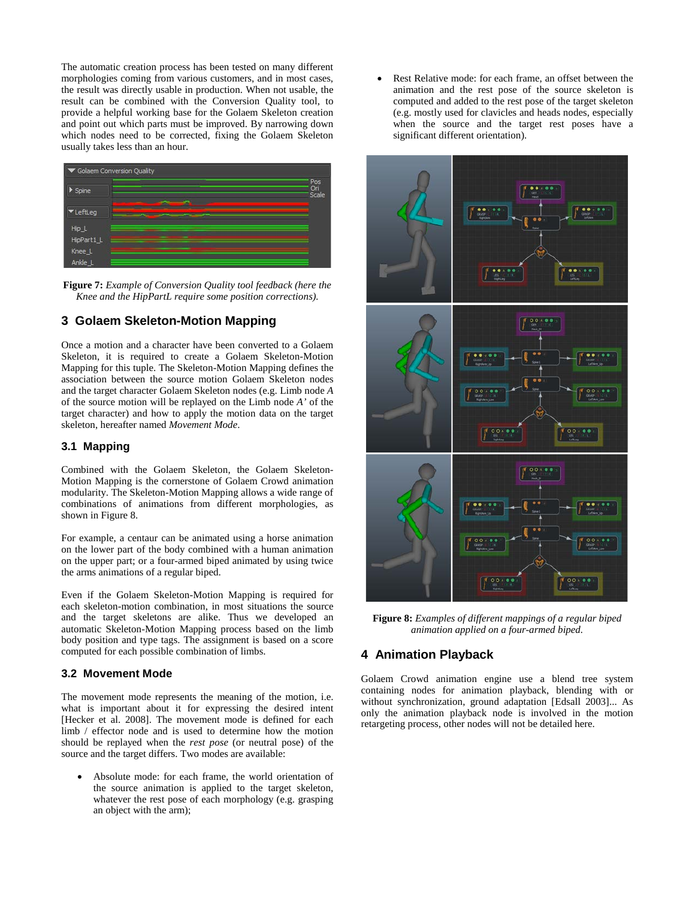The automatic creation process has been tested on many different morphologies coming from various customers, and in most cases, the result was directly usable in production. When not usable, the result can be combined with the Conversion Quality tool, to provide a helpful working base for the Golaem Skeleton creation and point out which parts must be improved. By narrowing down which nodes need to be corrected, fixing the Golaem Skeleton usually takes less than an hour.

**Figure 7:** *Example of Conversion Quality tool feedback (here the Knee and the HipPartL require some position corrections).*

## 3 Golaem Skeleton-Motion Mapping

Once a motion and a character have been converted to a Golaem Skeleton, it is required to create a Golaem Skeleton-Motion Mapping for this tuple. The Skeleton-Motion Mapping defines the association between the source motion Golaem Skeleton nodes and the target character Golaem Skeleton nodes (e.g. Limb node *A* of the source motion will be replayed on the Limb node *A'* of the target character) and how to apply the motion data on the target skeleton, hereafter named *Movement Mode*.

### 3.1 Mapping

Combined with the Golaem Skeleton, the Golaem Skeleton-Motion Mapping is the cornerstone of Golaem Crowd animation modularity. The Skeleton-Motion Mapping allows a wide range of combinations of animations from different morphologies, as shown in Figure 8.

For example, a centaur can be animated using a horse animation on the lower part of the body combined with a human animation on the upper part; or a four-armed biped animated by using twice the arms animations of a regular biped.

Even if the Golaem Skeleton-Motion Mapping is required for each skeleton-motion combination, in most situations the source and the target skeletons are alike. Thus we developed an automatic Skeleton-Motion Mapping process based on the limb body position and type tags. The assignment is based on a score computed for each possible combination of limbs.

### 3.2 Movement Mode

The movement mode represents the meaning of the motion, i.e. what is important about it for expressing the desired intent [Hecker et al. 2008]. The movement mode is defined for each limb / effector node and is used to determine how the motion should be replayed when the *rest pose* (or neutral pose) of the source and the target differs. Two modes are available:

- Absolute mode: for each frame, the world orientation of the source animation is applied to the target skeleton, whatever the rest pose of each morphology (e.g. grasping an object with the arm);
- Rest Relative mode: for each frame, an offset between the animation and the rest pose of the source skeleton is computed and added to the rest pose of the target skeleton (e.g. mostly used for clavicles and heads nodes, especially when the source and the target rest poses have a significant different orientation).

**Figure 8:** *Examples of different mappings of a regular biped animation applied on a four-armed biped.*

## 4 Animation Playback

Golaem Crowd animation engine use a blend tree system containing nodes for animation playback, blending with or without synchronization, ground adaptation [Edsall 2003]... As only the animation playback node is involved in the motion retargeting process, other nodes will not be detailed here.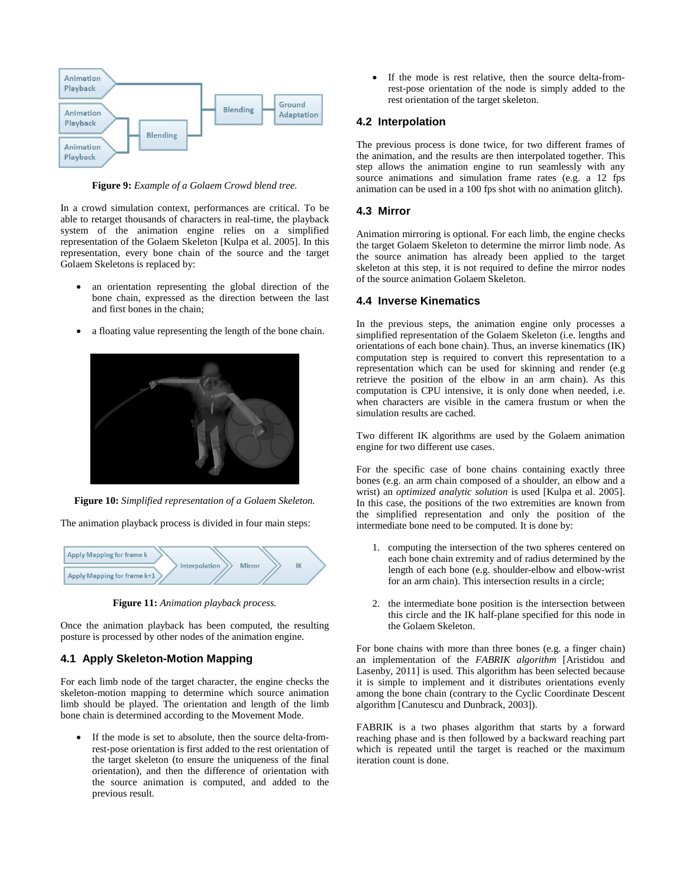**Figure 9:** *Example of a Golaem Crowd blend tree.*

In a crowd simulation context, performances are critical. To be able to retarget thousands of characters in real-time, the playback system of the animation engine relies on a simplified representation of the Golaem Skeleton [Kulpa et al. 2005]. In this representation, every bone chain of the source and the target Golaem Skeletons is replaced by:

- an orientation representing the global direction of the bone chain, expressed as the direction between the last and first bones in the chain;
- a floating value representing the length of the bone chain.

**Figure 10:** *Simplified representation of a Golaem Skeleton.*

The animation playback process is divided in four main steps:

**Figure 11:** *Animation playback process.*

Once the animation playback has been computed, the resulting posture is processed by other nodes of the animation engine.

### 4.1 Apply Skeleton-Motion Mapping

For each limb node of the target character, the engine checks the skeleton-motion mapping to determine which source animation limb should be played. The orientation and length of the limb bone chain is determined according to the Movement Mode.

- If the mode is set to absolute, then the source delta-from-rest-pose orientation is first added to the rest orientation of the target skeleton (to ensure the uniqueness of the final orientation), and then the difference of orientation with the source animation is computed, and added to the previous result.
- If the mode is rest relative, then the source delta-from-rest-pose orientation of the node is simply added to the rest orientation of the target skeleton.

### 4.2 Interpolation

The previous process is done twice, for two different frames of the animation, and the results are then interpolated together. This step allows the animation engine to run seamlessly with any source animations and simulation frame rates (e.g. a 12 fps animation can be used in a 100 fps shot with no animation glitch).

### 4.3 Mirror

Animation mirroring is optional. For each limb, the engine checks the target Golaem Skeleton to determine the mirror limb node. As the source animation has already been applied to the target skeleton at this step, it is not required to define the mirror nodes of the source animation Golaem Skeleton.

### 4.4 Inverse Kinematics

In the previous steps, the animation engine only processes a simplified representation of the Golaem Skeleton (i.e. lengths and orientations of each bone chain). Thus, an inverse kinematics (IK) computation step is required to convert this representation to a representation which can be used for skinning and render (e.g retrieve the position of the elbow in an arm chain). As this computation is CPU intensive, it is only done when needed, i.e. when characters are visible in the camera frustum or when the simulation results are cached.

Two different IK algorithms are used by the Golaem animation engine for two different use cases.

For the specific case of bone chains containing exactly three bones (e.g. an arm chain composed of a shoulder, an elbow and a wrist) an *optimized analytic solution* is used [Kulpa et al. 2005]. In this case, the positions of the two extremities are known from the simplified representation and only the position of the intermediate bone need to be computed. It is done by:

1. computing the intersection of the two spheres centered on each bone chain extremity and of radius determined by the length of each bone (e.g. shoulder-elbow and elbow-wrist for an arm chain). This intersection results in a circle;
2. the intermediate bone position is the intersection between this circle and the IK half-plane specified for this node in the Golaem Skeleton.

For bone chains with more than three bones (e.g. a finger chain) an implementation of the *FABRIK algorithm* [Aristidou and Lasenby, 2011] is used. This algorithm has been selected because it is simple to implement and it distributes orientations evenly among the bone chain (contrary to the Cyclic Coordinate Descent algorithm [Canutescu and Dunbrack, 2003]).

FABRIK is a two phases algorithm that starts by a forward reaching phase and is then followed by a backward reaching part which is repeated until the target is reached or the maximum iteration count is done.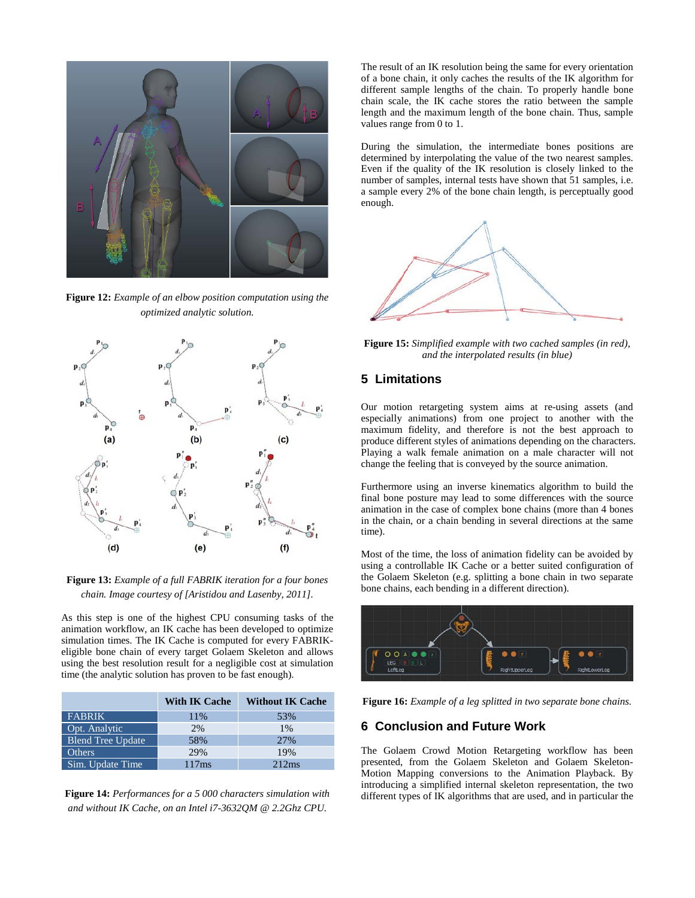**Figure 12:** *Example of an elbow position computation using the optimized analytic solution.*

**Figure 13:** *Example of a full FABRIK iteration for a four bones chain. Image courtesy of [Aristidou and Lasenby, 2011].*

As this step is one of the highest CPU consuming tasks of the animation workflow, an IK cache has been developed to optimize simulation times. The IK Cache is computed for every FABRIK-eligible bone chain of every target Golaem Skeleton and allows using the best resolution result for a negligible cost at simulation time (the analytic solution has proven to be fast enough).

| | With IK Cache | Without IK Cache |
|---|---|---|
| FABRIK | 11% | 53% |
| Opt. Analytic | 2% | 1% |
| Blend Tree Update | 58% | 27% |
| Others | 29% | 19% |
| Sim. Update Time | 117ms | 212ms |

**Figure 14:** *Performances for a 5 000 characters simulation with and without IK Cache, on an Intel i7-3632QM @ 2.2Ghz CPU.*

The result of an IK resolution being the same for every orientation of a bone chain, it only caches the results of the IK algorithm for different sample lengths of the chain. To properly handle bone chain scale, the IK cache stores the ratio between the sample length and the maximum length of the bone chain. Thus, sample values range from 0 to 1.

During the simulation, the intermediate bones positions are determined by interpolating the value of the two nearest samples. Even if the quality of the IK resolution is closely linked to the number of samples, internal tests have shown that 51 samples, i.e. a sample every 2% of the bone chain length, is perceptually good enough.

**Figure 15:** *Simplified example with two cached samples (in red), and the interpolated results (in blue)*

## 5 Limitations

Our motion retargeting system aims at re-using assets (and especially animations) from one project to another with the maximum fidelity, and therefore is not the best approach to produce different styles of animations depending on the characters. Playing a walk female animation on a male character will not change the feeling that is conveyed by the source animation.

Furthermore using an inverse kinematics algorithm to build the final bone posture may lead to some differences with the source animation in the case of complex bone chains (more than 4 bones in the chain, or a chain bending in several directions at the same time).

Most of the time, the loss of animation fidelity can be avoided by using a controllable IK Cache or a better suited configuration of the Golaem Skeleton (e.g. splitting a bone chain in two separate bone chains, each bending in a different direction).

**Figure 16:** *Example of a leg splitted in two separate bone chains.*

## 6 Conclusion and Future Work

The Golaem Crowd Motion Retargeting workflow has been presented, from the Golaem Skeleton and Golaem Skeleton-Motion Mapping conversions to the Animation Playback. By introducing a simplified internal skeleton representation, the two different types of IK algorithms that are used, and in particular the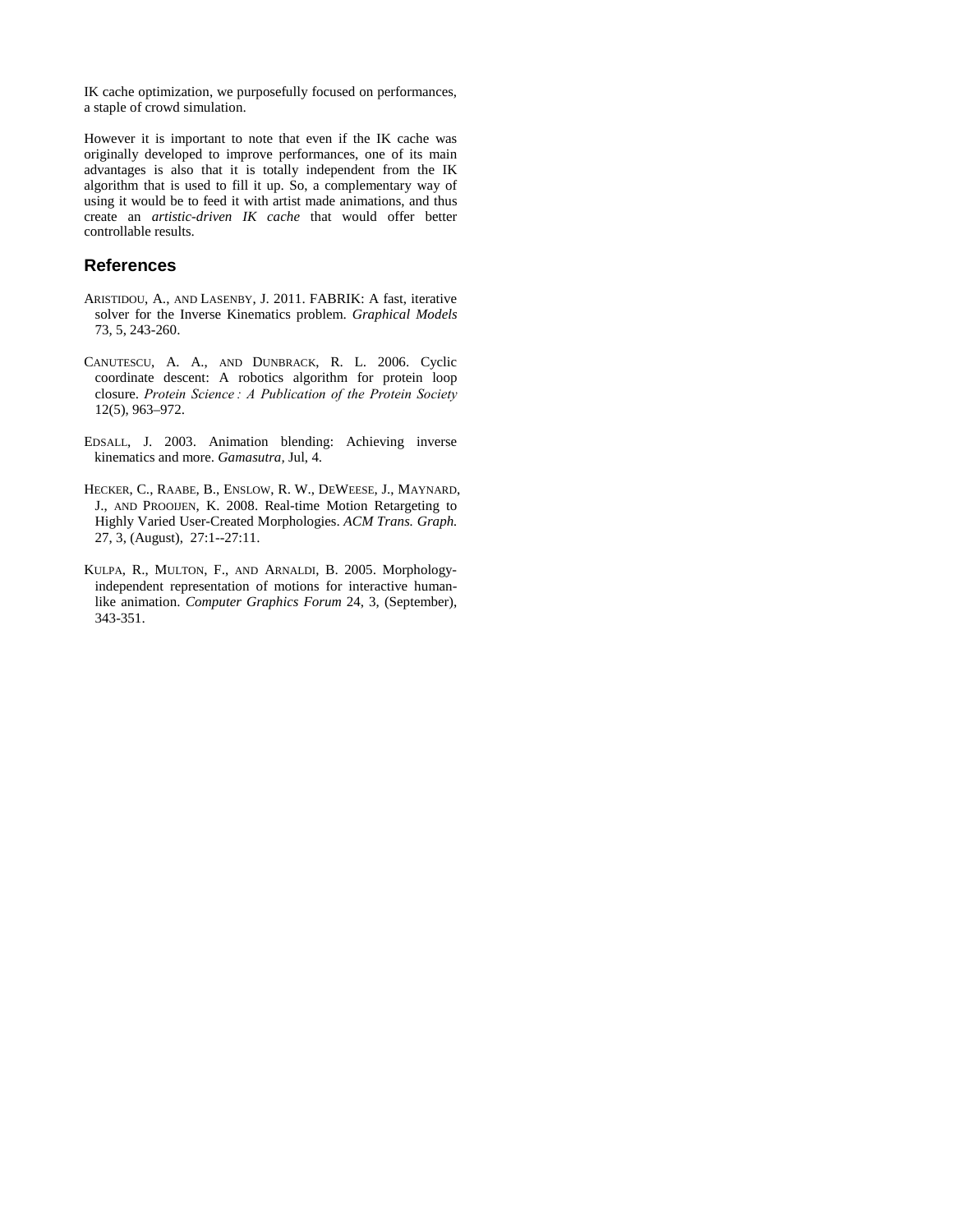IK cache optimization, we purposefully focused on performances, a staple of crowd simulation.

However it is important to note that even if the IK cache was originally developed to improve performances, one of its main advantages is also that it is totally independent from the IK algorithm that is used to fill it up. So, a complementary way of using it would be to feed it with artist made animations, and thus create an *artistic-driven IK cache* that would offer better controllable results.

## References

ARISTIDOU, A., AND LASENBY, J. 2011. FABRIK: A fast, iterative solver for the Inverse Kinematics problem. *Graphical Models* 73, 5, 243-260.

CANUTESCU, A. A., AND DUNBRACK, R. L. 2006. Cyclic coordinate descent: A robotics algorithm for protein loop closure. *Protein Science : A Publication of the Protein Society* 12(5), 963–972.

EDSALL, J. 2003. Animation blending: Achieving inverse kinematics and more. *Gamasutra*, Jul, 4.

HECKER, C., RAABE, B., ENSLOW, R. W., DEWEESE, J., MAYNARD, J., AND PROOIJEN, K. 2008. Real-time Motion Retargeting to Highly Varied User-Created Morphologies. *ACM Trans. Graph.* 27, 3, (August), 27:1--27:11.

KULPA, R., MULTON, F., AND ARNALDI, B. 2005. Morphology-independent representation of motions for interactive human-like animation. *Computer Graphics Forum* 24, 3, (September), 343-351.